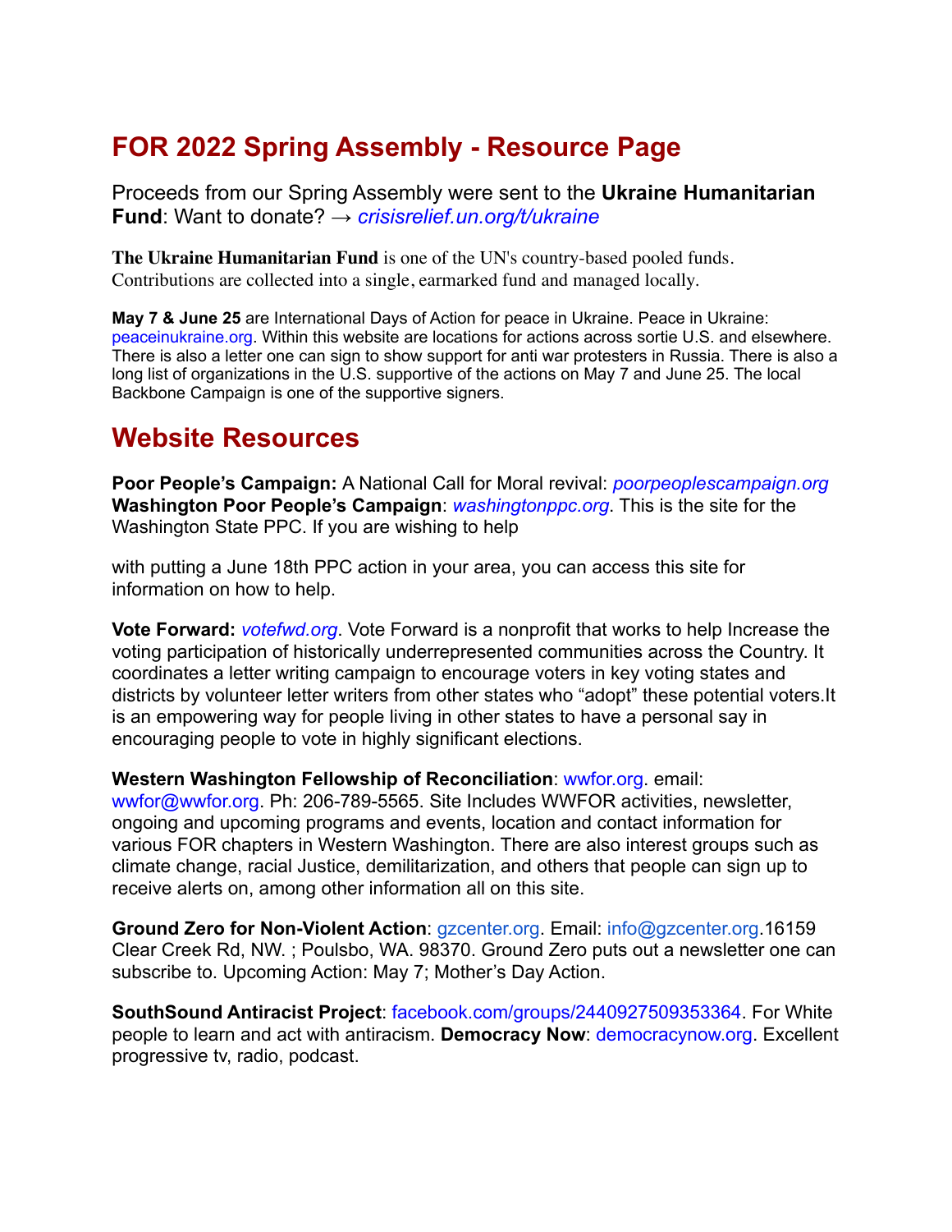# FOR 2022 Spring Assembly - Resource Page

Proceeds from our Spring Assembly were sent to the **Ukraine Humanitarian Fund**: Want to donate? → *crisisrelief.un.org/t/ukraine*

**The Ukraine Humanitarian Fund** is one of the UN's country-based pooled funds. Contributions are collected into a single, earmarked fund and managed locally.

**May 7 & June 25** are International Days of Action for peace in Ukraine. Peace in Ukraine: peaceinukraine.org. Within this website are locations for actions across sortie U.S. and elsewhere. There is also a letter one can sign to show support for anti war protesters in Russia. There is also a long list of organizations in the U.S. supportive of the actions on May 7 and June 25. The local Backbone Campaign is one of the supportive signers.

# Website Resources

**Poor People's Campaign:** A National Call for Moral revival: *poorpeoplescampaign.org*
**Washington Poor People's Campaign**: *washingtonppc.org*. This is the site for the Washington State PPC. If you are wishing to help

with putting a June 18th PPC action in your area, you can access this site for information on how to help.

**Vote Forward:** *votefwd.org*. Vote Forward is a nonprofit that works to help Increase the voting participation of historically underrepresented communities across the Country. It coordinates a letter writing campaign to encourage voters in key voting states and districts by volunteer letter writers from other states who "adopt" these potential voters.It is an empowering way for people living in other states to have a personal say in encouraging people to vote in highly significant elections.

**Western Washington Fellowship of Reconciliation**: wwfor.org. email: wwfor@wwfor.org. Ph: 206-789-5565. Site Includes WWFOR activities, newsletter, ongoing and upcoming programs and events, location and contact information for various FOR chapters in Western Washington. There are also interest groups such as climate change, racial Justice, demilitarization, and others that people can sign up to receive alerts on, among other information all on this site.

**Ground Zero for Non-Violent Action**: gzcenter.org. Email: info@gzcenter.org.16159 Clear Creek Rd, NW. ; Poulsbo, WA. 98370. Ground Zero puts out a newsletter one can subscribe to. Upcoming Action: May 7; Mother's Day Action.

**SouthSound Antiracist Project**: facebook.com/groups/2440927509353364. For White people to learn and act with antiracism. **Democracy Now**: democracynow.org. Excellent progressive tv, radio, podcast.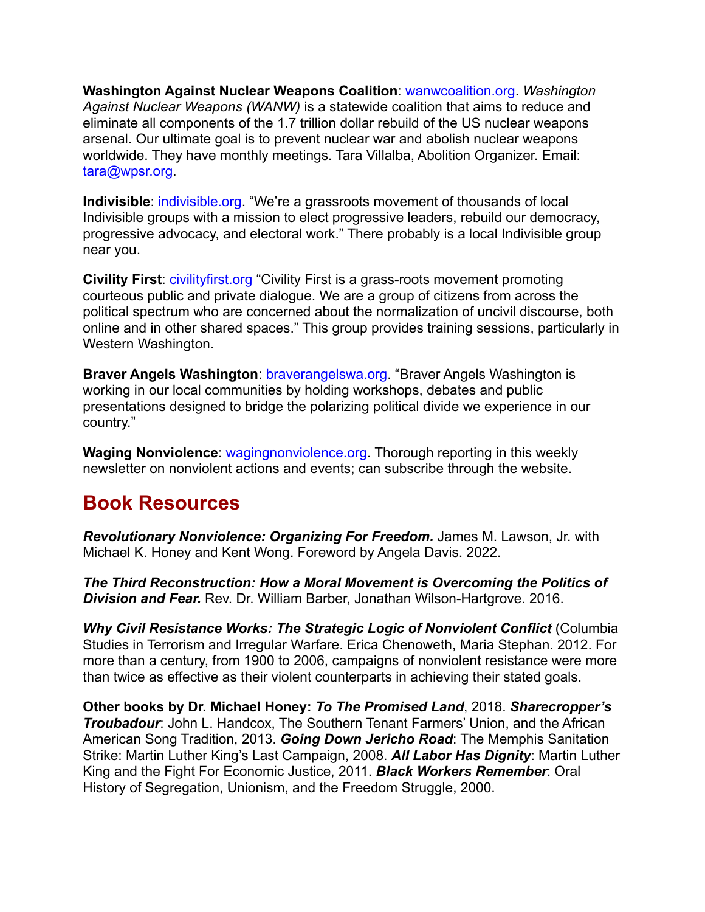**Washington Against Nuclear Weapons Coalition**: wanwcoalition.org. *Washington Against Nuclear Weapons (WANW)* is a statewide coalition that aims to reduce and eliminate all components of the 1.7 trillion dollar rebuild of the US nuclear weapons arsenal. Our ultimate goal is to prevent nuclear war and abolish nuclear weapons worldwide. They have monthly meetings. Tara Villalba, Abolition Organizer. Email: tara@wpsr.org.

**Indivisible**: indivisible.org. "We're a grassroots movement of thousands of local Indivisible groups with a mission to elect progressive leaders, rebuild our democracy, progressive advocacy, and electoral work." There probably is a local Indivisible group near you.

**Civility First**: civilityfirst.org "Civility First is a grass-roots movement promoting courteous public and private dialogue. We are a group of citizens from across the political spectrum who are concerned about the normalization of uncivil discourse, both online and in other shared spaces." This group provides training sessions, particularly in Western Washington.

**Braver Angels Washington**: braverangelswa.org. "Braver Angels Washington is working in our local communities by holding workshops, debates and public presentations designed to bridge the polarizing political divide we experience in our country."

**Waging Nonviolence**: wagingnonviolence.org. Thorough reporting in this weekly newsletter on nonviolent actions and events; can subscribe through the website.

## Book Resources

***Revolutionary Nonviolence: Organizing For Freedom.*** James M. Lawson, Jr. with Michael K. Honey and Kent Wong. Foreword by Angela Davis. 2022.

***The Third Reconstruction: How a Moral Movement is Overcoming the Politics of Division and Fear.*** Rev. Dr. William Barber, Jonathan Wilson-Hartgrove. 2016.

***Why Civil Resistance Works: The Strategic Logic of Nonviolent Conflict*** (Columbia Studies in Terrorism and Irregular Warfare. Erica Chenoweth, Maria Stephan. 2012. For more than a century, from 1900 to 2006, campaigns of nonviolent resistance were more than twice as effective as their violent counterparts in achieving their stated goals.

**Other books by Dr. Michael Honey:** ***To The Promised Land***, 2018. ***Sharecropper's Troubadour***: John L. Handcox, The Southern Tenant Farmers' Union, and the African American Song Tradition, 2013. ***Going Down Jericho Road***: The Memphis Sanitation Strike: Martin Luther King's Last Campaign, 2008. ***All Labor Has Dignity***: Martin Luther King and the Fight For Economic Justice, 2011. ***Black Workers Remember***: Oral History of Segregation, Unionism, and the Freedom Struggle, 2000.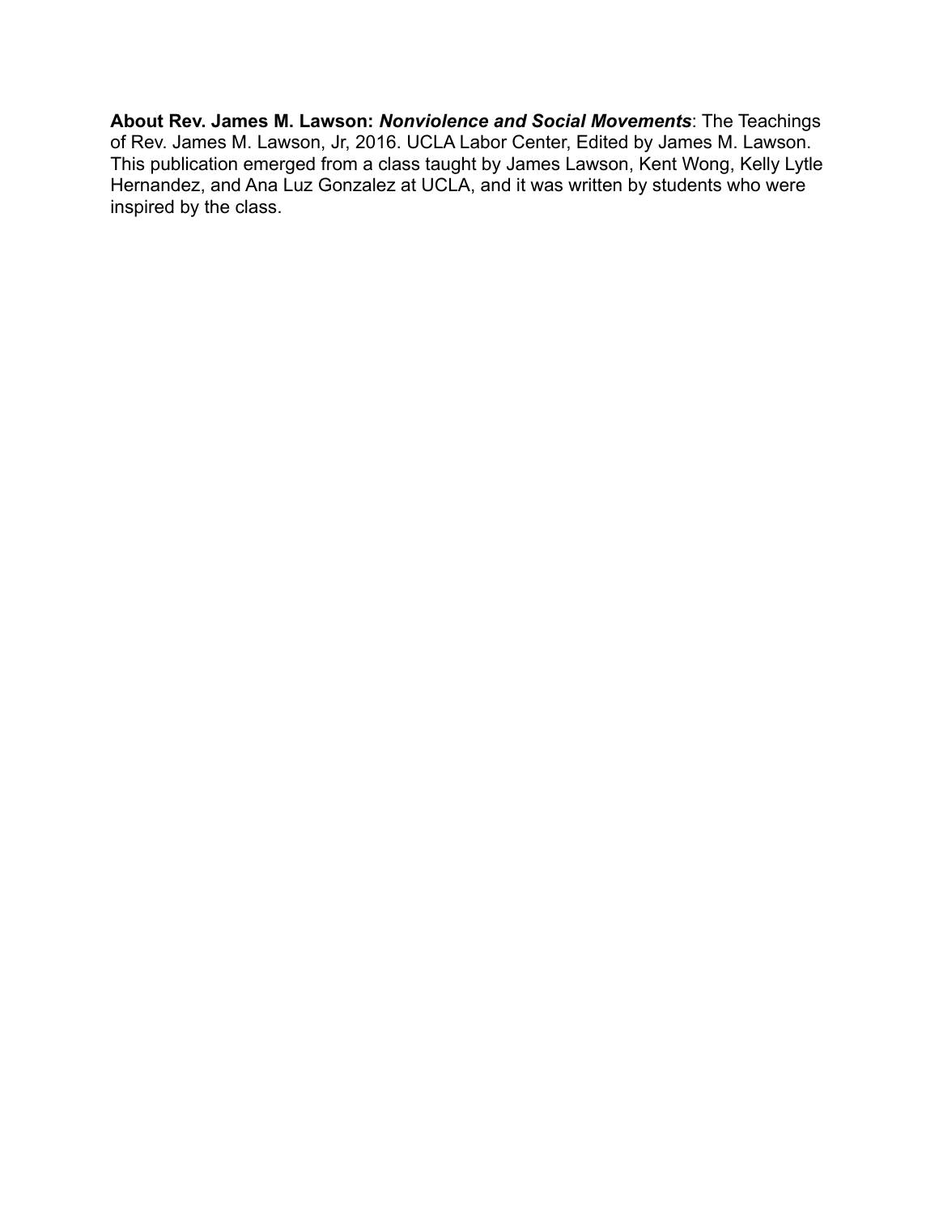**About Rev. James M. Lawson: *Nonviolence and Social Movements***: The Teachings of Rev. James M. Lawson, Jr, 2016. UCLA Labor Center, Edited by James M. Lawson. This publication emerged from a class taught by James Lawson, Kent Wong, Kelly Lytle Hernandez, and Ana Luz Gonzalez at UCLA, and it was written by students who were inspired by the class.